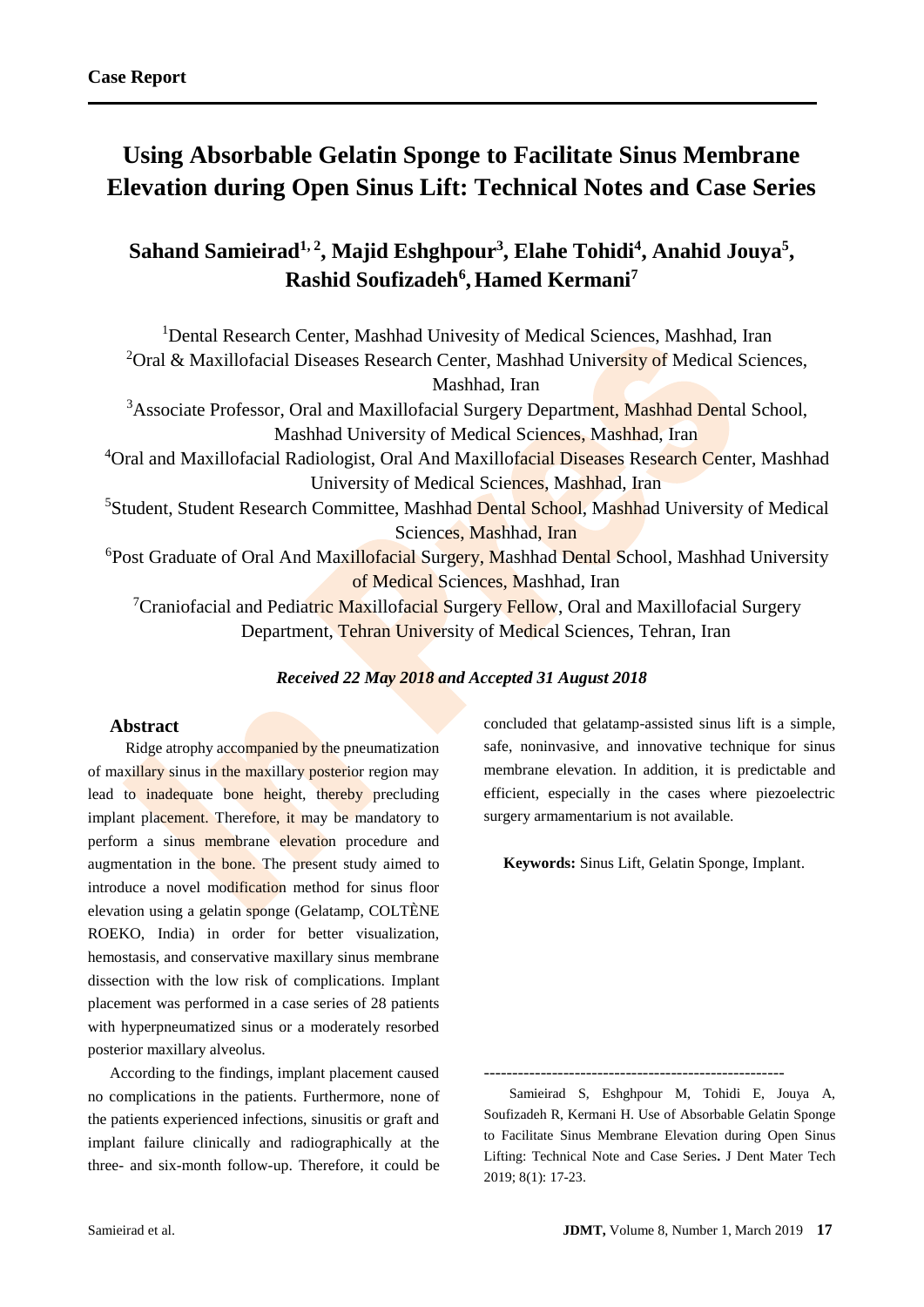**Case Report**

# Using Absorbable Gelatin Sponge to Facilitate Sinus Membrane Elevation during Open Sinus Lift: Technical Notes and Case Series

## Sahand Samieirad[1, 2], Majid Eshghpour[3], Elahe Tohidi[4], Anahid Jouya[5], Rashid Soufizadeh[6], Hamed Kermani[7]

[1]Dental Research Center, Mashhad Univesity of Medical Sciences, Mashhad, Iran
[2]Oral & Maxillofacial Diseases Research Center, Mashhad University of Medical Sciences, Mashhad, Iran
[3]Associate Professor, Oral and Maxillofacial Surgery Department, Mashhad Dental School, Mashhad University of Medical Sciences, Mashhad, Iran
[4]Oral and Maxillofacial Radiologist, Oral And Maxillofacial Diseases Research Center, Mashhad University of Medical Sciences, Mashhad, Iran
[5]Student, Student Research Committee, Mashhad Dental School, Mashhad University of Medical Sciences, Mashhad, Iran
[6]Post Graduate of Oral And Maxillofacial Surgery, Mashhad Dental School, Mashhad University of Medical Sciences, Mashhad, Iran
[7]Craniofacial and Pediatric Maxillofacial Surgery Fellow, Oral and Maxillofacial Surgery Department, Tehran University of Medical Sciences, Tehran, Iran

***Received 22 May 2018 and Accepted 31 August 2018***

### Abstract

Ridge atrophy accompanied by the pneumatization of maxillary sinus in the maxillary posterior region may lead to inadequate bone height, thereby precluding implant placement. Therefore, it may be mandatory to perform a sinus membrane elevation procedure and augmentation in the bone. The present study aimed to introduce a novel modification method for sinus floor elevation using a gelatin sponge (Gelatamp, COLTÈNE ROEKO, India) in order for better visualization, hemostasis, and conservative maxillary sinus membrane dissection with the low risk of complications. Implant placement was performed in a case series of 28 patients with hyperpneumatized sinus or a moderately resorbed posterior maxillary alveolus.

According to the findings, implant placement caused no complications in the patients. Furthermore, none of the patients experienced infections, sinusitis or graft and implant failure clinically and radiographically at the three- and six-month follow-up. Therefore, it could be concluded that gelatamp-assisted sinus lift is a simple, safe, noninvasive, and innovative technique for sinus membrane elevation. In addition, it is predictable and efficient, especially in the cases where piezoelectric surgery armamentarium is not available.

**Keywords:** Sinus Lift, Gelatin Sponge, Implant.

-----------------------------------------------------

Samieirad S, Eshghpour M, Tohidi E, Jouya A, Soufizadeh R, Kermani H. Use of Absorbable Gelatin Sponge to Facilitate Sinus Membrane Elevation during Open Sinus Lifting: Technical Note and Case Series**.** J Dent Mater Tech 2019; 8(1): 17-23.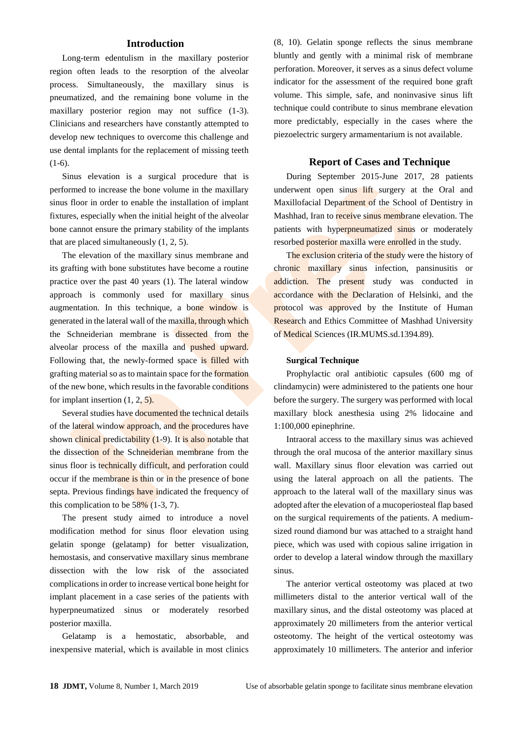## Introduction

Long-term edentulism in the maxillary posterior region often leads to the resorption of the alveolar process. Simultaneously, the maxillary sinus is pneumatized, and the remaining bone volume in the maxillary posterior region may not suffice (1-3). Clinicians and researchers have constantly attempted to develop new techniques to overcome this challenge and use dental implants for the replacement of missing teeth (1-6).

Sinus elevation is a surgical procedure that is performed to increase the bone volume in the maxillary sinus floor in order to enable the installation of implant fixtures, especially when the initial height of the alveolar bone cannot ensure the primary stability of the implants that are placed simultaneously (1, 2, 5).

The elevation of the maxillary sinus membrane and its grafting with bone substitutes have become a routine practice over the past 40 years (1). The lateral window approach is commonly used for maxillary sinus augmentation. In this technique, a bone window is generated in the lateral wall of the maxilla, through which the Schneiderian membrane is dissected from the alveolar process of the maxilla and pushed upward. Following that, the newly-formed space is filled with grafting material so as to maintain space for the formation of the new bone, which results in the favorable conditions for implant insertion (1, 2, 5).

Several studies have documented the technical details of the lateral window approach, and the procedures have shown clinical predictability (1-9). It is also notable that the dissection of the Schneiderian membrane from the sinus floor is technically difficult, and perforation could occur if the membrane is thin or in the presence of bone septa. Previous findings have indicated the frequency of this complication to be 58% (1-3, 7).

The present study aimed to introduce a novel modification method for sinus floor elevation using gelatin sponge (gelatamp) for better visualization, hemostasis, and conservative maxillary sinus membrane dissection with the low risk of the associated complications in order to increase vertical bone height for implant placement in a case series of the patients with hyperpneumatized sinus or moderately resorbed posterior maxilla.

Gelatamp is a hemostatic, absorbable, and inexpensive material, which is available in most clinics (8, 10). Gelatin sponge reflects the sinus membrane bluntly and gently with a minimal risk of membrane perforation. Moreover, it serves as a sinus defect volume indicator for the assessment of the required bone graft volume. This simple, safe, and noninvasive sinus lift technique could contribute to sinus membrane elevation more predictably, especially in the cases where the piezoelectric surgery armamentarium is not available.

## Report of Cases and Technique

During September 2015-June 2017, 28 patients underwent open sinus lift surgery at the Oral and Maxillofacial Department of the School of Dentistry in Mashhad, Iran to receive sinus membrane elevation. The patients with hyperpneumatized sinus or moderately resorbed posterior maxilla were enrolled in the study.

The exclusion criteria of the study were the history of chronic maxillary sinus infection, pansinusitis or addiction. The present study was conducted in accordance with the Declaration of Helsinki, and the protocol was approved by the Institute of Human Research and Ethics Committee of Mashhad University of Medical Sciences (IR.MUMS.sd.1394.89).

### Surgical Technique

Prophylactic oral antibiotic capsules (600 mg of clindamycin) were administered to the patients one hour before the surgery. The surgery was performed with local maxillary block anesthesia using 2% lidocaine and 1:100,000 epinephrine.

Intraoral access to the maxillary sinus was achieved through the oral mucosa of the anterior maxillary sinus wall. Maxillary sinus floor elevation was carried out using the lateral approach on all the patients. The approach to the lateral wall of the maxillary sinus was adopted after the elevation of a mucoperiosteal flap based on the surgical requirements of the patients. A medium-sized round diamond bur was attached to a straight hand piece, which was used with copious saline irrigation in order to develop a lateral window through the maxillary sinus.

The anterior vertical osteotomy was placed at two millimeters distal to the anterior vertical wall of the maxillary sinus, and the distal osteotomy was placed at approximately 20 millimeters from the anterior vertical osteotomy. The height of the vertical osteotomy was approximately 10 millimeters. The anterior and inferior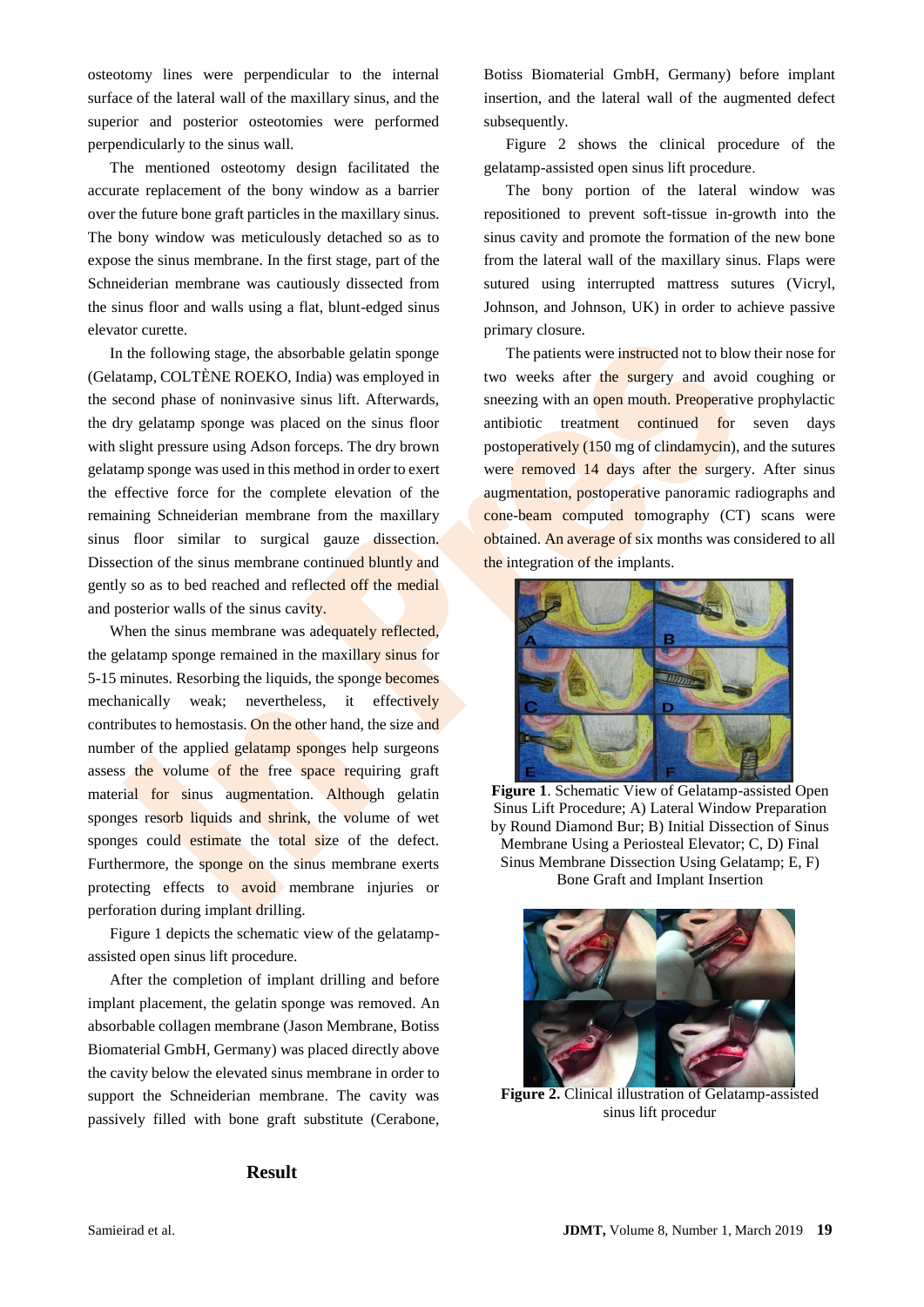osteotomy lines were perpendicular to the internal surface of the lateral wall of the maxillary sinus, and the superior and posterior osteotomies were performed perpendicularly to the sinus wall.

The mentioned osteotomy design facilitated the accurate replacement of the bony window as a barrier over the future bone graft particles in the maxillary sinus. The bony window was meticulously detached so as to expose the sinus membrane. In the first stage, part of the Schneiderian membrane was cautiously dissected from the sinus floor and walls using a flat, blunt-edged sinus elevator curette.

In the following stage, the absorbable gelatin sponge (Gelatamp, COLTÈNE ROEKO, India) was employed in the second phase of noninvasive sinus lift. Afterwards, the dry gelatamp sponge was placed on the sinus floor with slight pressure using Adson forceps. The dry brown gelatamp sponge was used in this method in order to exert the effective force for the complete elevation of the remaining Schneiderian membrane from the maxillary sinus floor similar to surgical gauze dissection. Dissection of the sinus membrane continued bluntly and gently so as to bed reached and reflected off the medial and posterior walls of the sinus cavity.

When the sinus membrane was adequately reflected, the gelatamp sponge remained in the maxillary sinus for 5-15 minutes. Resorbing the liquids, the sponge becomes mechanically weak; nevertheless, it effectively contributes to hemostasis. On the other hand, the size and number of the applied gelatamp sponges help surgeons assess the volume of the free space requiring graft material for sinus augmentation. Although gelatin sponges resorb liquids and shrink, the volume of wet sponges could estimate the total size of the defect. Furthermore, the sponge on the sinus membrane exerts protecting effects to avoid membrane injuries or perforation during implant drilling.

Figure 1 depicts the schematic view of the gelatamp-assisted open sinus lift procedure.

After the completion of implant drilling and before implant placement, the gelatin sponge was removed. An absorbable collagen membrane (Jason Membrane, Botiss Biomaterial GmbH, Germany) was placed directly above the cavity below the elevated sinus membrane in order to support the Schneiderian membrane. The cavity was passively filled with bone graft substitute (Cerabone, Botiss Biomaterial GmbH, Germany) before implant insertion, and the lateral wall of the augmented defect subsequently.

Figure 2 shows the clinical procedure of the gelatamp-assisted open sinus lift procedure.

The bony portion of the lateral window was repositioned to prevent soft-tissue in-growth into the sinus cavity and promote the formation of the new bone from the lateral wall of the maxillary sinus. Flaps were sutured using interrupted mattress sutures (Vicryl, Johnson, and Johnson, UK) in order to achieve passive primary closure.

The patients were instructed not to blow their nose for two weeks after the surgery and avoid coughing or sneezing with an open mouth. Preoperative prophylactic antibiotic treatment continued for seven days postoperatively (150 mg of clindamycin), and the sutures were removed 14 days after the surgery. After sinus augmentation, postoperative panoramic radiographs and cone-beam computed tomography (CT) scans were obtained. An average of six months was considered to all the integration of the implants.

**Figure 1**. Schematic View of Gelatamp-assisted Open Sinus Lift Procedure; A) Lateral Window Preparation by Round Diamond Bur; B) Initial Dissection of Sinus Membrane Using a Periosteal Elevator; C, D) Final Sinus Membrane Dissection Using Gelatamp; E, F) Bone Graft and Implant Insertion

**Figure 2.** Clinical illustration of Gelatamp-assisted sinus lift procedur

## Result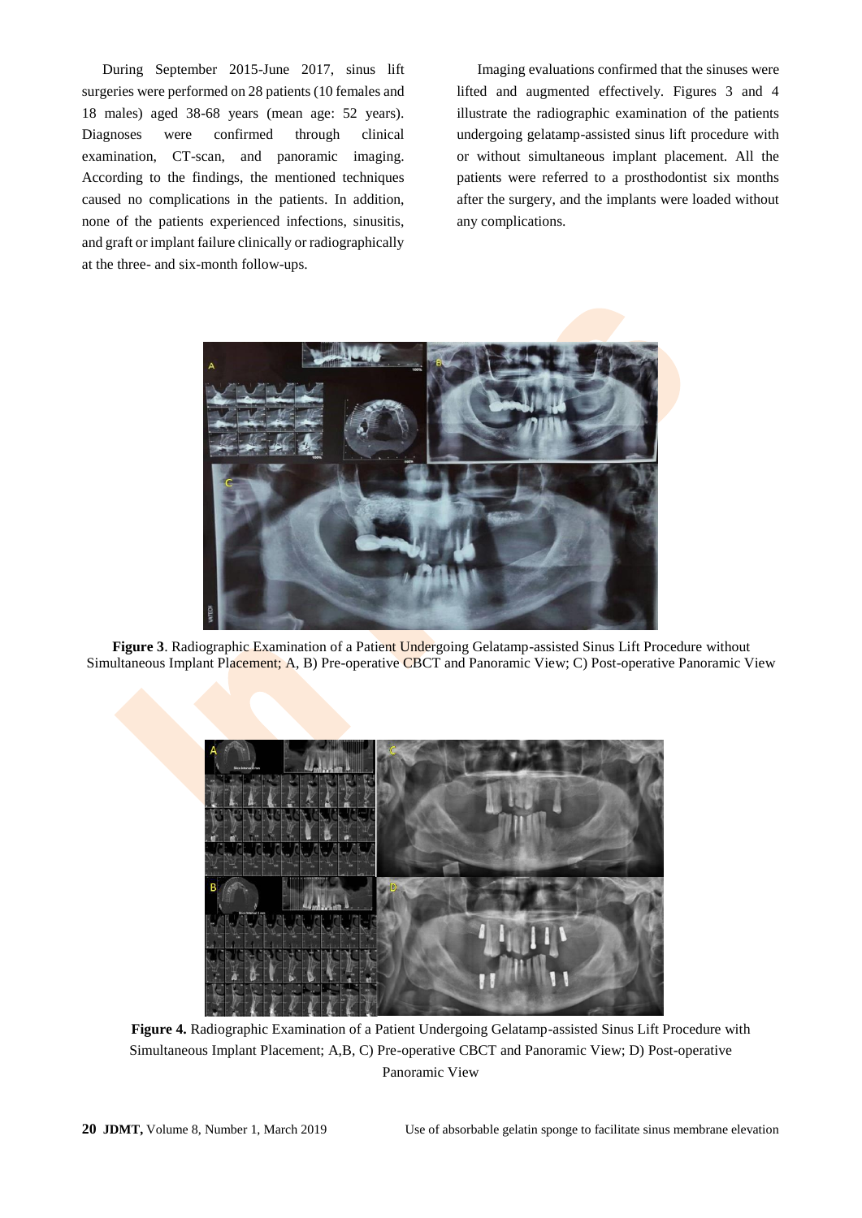During September 2015-June 2017, sinus lift surgeries were performed on 28 patients (10 females and 18 males) aged 38-68 years (mean age: 52 years). Diagnoses were confirmed through clinical examination, CT-scan, and panoramic imaging. According to the findings, the mentioned techniques caused no complications in the patients. In addition, none of the patients experienced infections, sinusitis, and graft or implant failure clinically or radiographically at the three- and six-month follow-ups.

Imaging evaluations confirmed that the sinuses were lifted and augmented effectively. Figures 3 and 4 illustrate the radiographic examination of the patients undergoing gelatamp-assisted sinus lift procedure with or without simultaneous implant placement. All the patients were referred to a prosthodontist six months after the surgery, and the implants were loaded without any complications.

**Figure 3**. Radiographic Examination of a Patient Undergoing Gelatamp-assisted Sinus Lift Procedure without Simultaneous Implant Placement; A, B) Pre-operative CBCT and Panoramic View; C) Post-operative Panoramic View

**Figure 4.** Radiographic Examination of a Patient Undergoing Gelatamp-assisted Sinus Lift Procedure with Simultaneous Implant Placement; A,B, C) Pre-operative CBCT and Panoramic View; D) Post-operative Panoramic View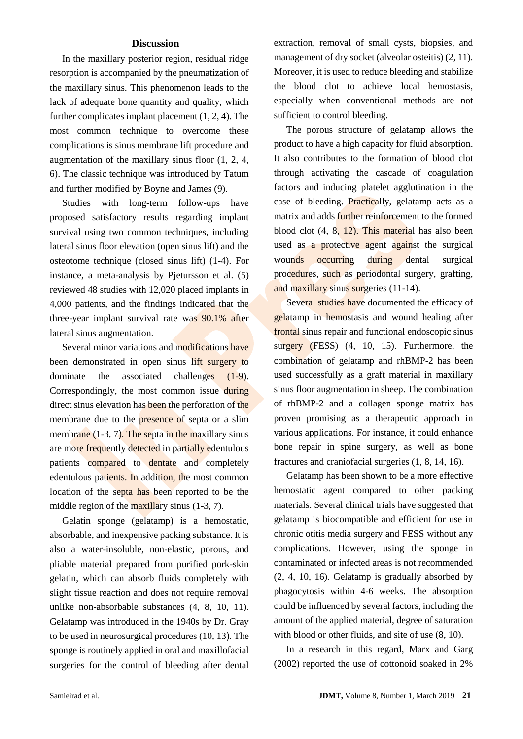## Discussion

In the maxillary posterior region, residual ridge resorption is accompanied by the pneumatization of the maxillary sinus. This phenomenon leads to the lack of adequate bone quantity and quality, which further complicates implant placement (1, 2, 4). The most common technique to overcome these complications is sinus membrane lift procedure and augmentation of the maxillary sinus floor (1, 2, 4, 6). The classic technique was introduced by Tatum and further modified by Boyne and James (9).

Studies with long-term follow-ups have proposed satisfactory results regarding implant survival using two common techniques, including lateral sinus floor elevation (open sinus lift) and the osteotome technique (closed sinus lift) (1-4). For instance, a meta-analysis by Pjetursson et al. (5) reviewed 48 studies with 12,020 placed implants in 4,000 patients, and the findings indicated that the three-year implant survival rate was 90.1% after lateral sinus augmentation.

Several minor variations and modifications have been demonstrated in open sinus lift surgery to dominate the associated challenges (1-9). Correspondingly, the most common issue during direct sinus elevation has been the perforation of the membrane due to the presence of septa or a slim membrane (1-3, 7). The septa in the maxillary sinus are more frequently detected in partially edentulous patients compared to dentate and completely edentulous patients. In addition, the most common location of the septa has been reported to be the middle region of the maxillary sinus (1-3, 7).

Gelatin sponge (gelatamp) is a hemostatic, absorbable, and inexpensive packing substance. It is also a water-insoluble, non-elastic, porous, and pliable material prepared from purified pork-skin gelatin, which can absorb fluids completely with slight tissue reaction and does not require removal unlike non-absorbable substances (4, 8, 10, 11). Gelatamp was introduced in the 1940s by Dr. Gray to be used in neurosurgical procedures (10, 13). The sponge is routinely applied in oral and maxillofacial surgeries for the control of bleeding after dental extraction, removal of small cysts, biopsies, and management of dry socket (alveolar osteitis) (2, 11). Moreover, it is used to reduce bleeding and stabilize the blood clot to achieve local hemostasis, especially when conventional methods are not sufficient to control bleeding.

The porous structure of gelatamp allows the product to have a high capacity for fluid absorption. It also contributes to the formation of blood clot through activating the cascade of coagulation factors and inducing platelet agglutination in the case of bleeding. Practically, gelatamp acts as a matrix and adds further reinforcement to the formed blood clot (4, 8, 12). This material has also been used as a protective agent against the surgical wounds occurring during dental surgical procedures, such as periodontal surgery, grafting, and maxillary sinus surgeries (11-14).

Several studies have documented the efficacy of gelatamp in hemostasis and wound healing after frontal sinus repair and functional endoscopic sinus surgery (FESS) (4, 10, 15). Furthermore, the combination of gelatamp and rhBMP-2 has been used successfully as a graft material in maxillary sinus floor augmentation in sheep. The combination of rhBMP-2 and a collagen sponge matrix has proven promising as a therapeutic approach in various applications. For instance, it could enhance bone repair in spine surgery, as well as bone fractures and craniofacial surgeries (1, 8, 14, 16).

Gelatamp has been shown to be a more effective hemostatic agent compared to other packing materials. Several clinical trials have suggested that gelatamp is biocompatible and efficient for use in chronic otitis media surgery and FESS without any complications. However, using the sponge in contaminated or infected areas is not recommended (2, 4, 10, 16). Gelatamp is gradually absorbed by phagocytosis within 4-6 weeks. The absorption could be influenced by several factors, including the amount of the applied material, degree of saturation with blood or other fluids, and site of use (8, 10).

In a research in this regard, Marx and Garg (2002) reported the use of cottonoid soaked in 2%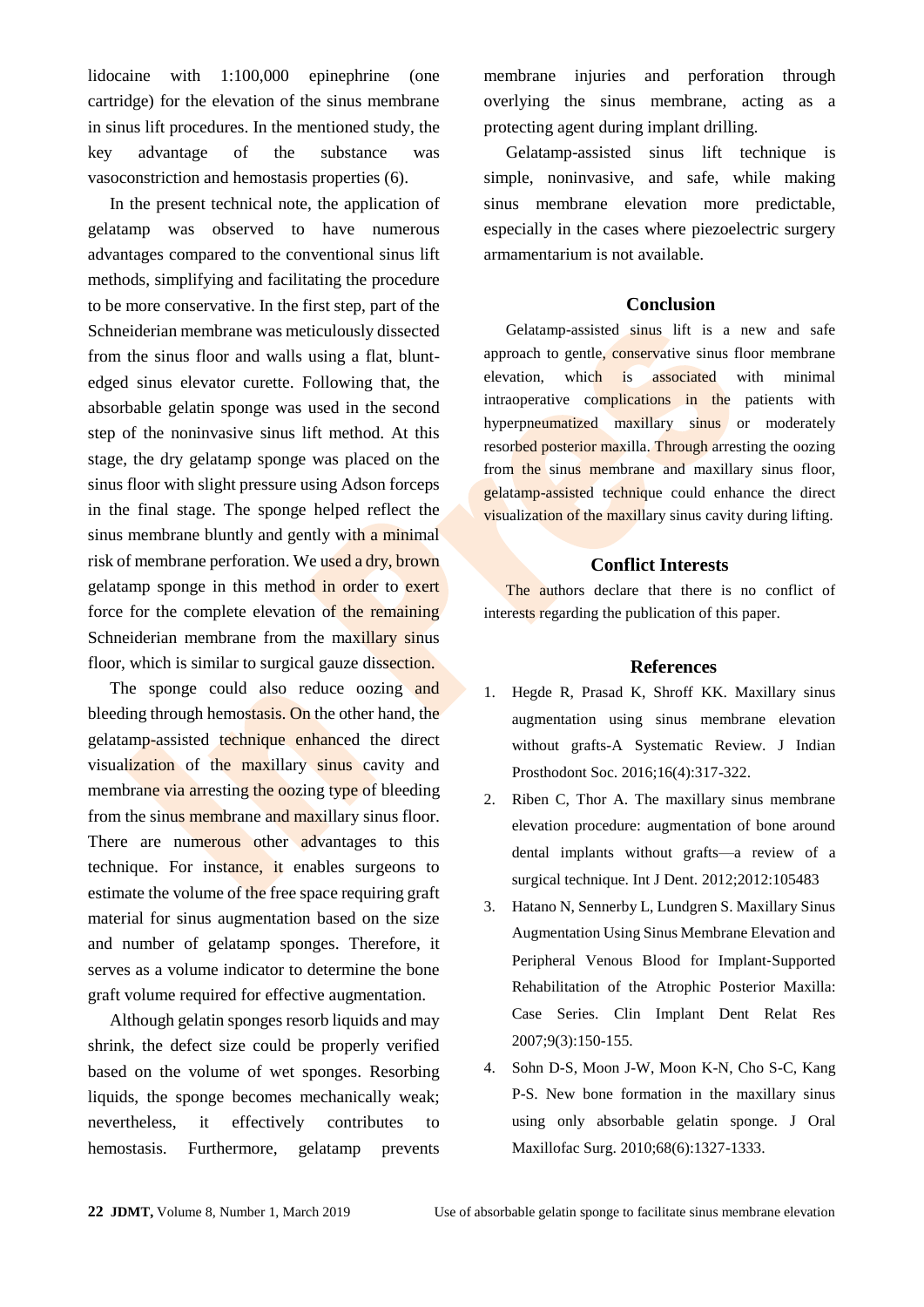lidocaine with 1:100,000 epinephrine (one cartridge) for the elevation of the sinus membrane in sinus lift procedures. In the mentioned study, the key advantage of the substance was vasoconstriction and hemostasis properties (6).

In the present technical note, the application of gelatamp was observed to have numerous advantages compared to the conventional sinus lift methods, simplifying and facilitating the procedure to be more conservative. In the first step, part of the Schneiderian membrane was meticulously dissected from the sinus floor and walls using a flat, blunt-edged sinus elevator curette. Following that, the absorbable gelatin sponge was used in the second step of the noninvasive sinus lift method. At this stage, the dry gelatamp sponge was placed on the sinus floor with slight pressure using Adson forceps in the final stage. The sponge helped reflect the sinus membrane bluntly and gently with a minimal risk of membrane perforation. We used a dry, brown gelatamp sponge in this method in order to exert force for the complete elevation of the remaining Schneiderian membrane from the maxillary sinus floor, which is similar to surgical gauze dissection.

The sponge could also reduce oozing and bleeding through hemostasis. On the other hand, the gelatamp-assisted technique enhanced the direct visualization of the maxillary sinus cavity and membrane via arresting the oozing type of bleeding from the sinus membrane and maxillary sinus floor. There are numerous other advantages to this technique. For instance, it enables surgeons to estimate the volume of the free space requiring graft material for sinus augmentation based on the size and number of gelatamp sponges. Therefore, it serves as a volume indicator to determine the bone graft volume required for effective augmentation.

Although gelatin sponges resorb liquids and may shrink, the defect size could be properly verified based on the volume of wet sponges. Resorbing liquids, the sponge becomes mechanically weak; nevertheless, it effectively contributes to hemostasis. Furthermore, gelatamp prevents membrane injuries and perforation through overlying the sinus membrane, acting as a protecting agent during implant drilling.

Gelatamp-assisted sinus lift technique is simple, noninvasive, and safe, while making sinus membrane elevation more predictable, especially in the cases where piezoelectric surgery armamentarium is not available.

## Conclusion

Gelatamp-assisted sinus lift is a new and safe approach to gentle, conservative sinus floor membrane elevation, which is associated with minimal intraoperative complications in the patients with hyperpneumatized maxillary sinus or moderately resorbed posterior maxilla. Through arresting the oozing from the sinus membrane and maxillary sinus floor, gelatamp-assisted technique could enhance the direct visualization of the maxillary sinus cavity during lifting.

## Conflict Interests

The authors declare that there is no conflict of interests regarding the publication of this paper.

## References

1. Hegde R, Prasad K, Shroff KK. Maxillary sinus augmentation using sinus membrane elevation without grafts-A Systematic Review. J Indian Prosthodont Soc. 2016;16(4):317-322.
2. Riben C, Thor A. The maxillary sinus membrane elevation procedure: augmentation of bone around dental implants without grafts—a review of a surgical technique. Int J Dent. 2012;2012:105483
3. Hatano N, Sennerby L, Lundgren S. Maxillary Sinus Augmentation Using Sinus Membrane Elevation and Peripheral Venous Blood for Implant-Supported Rehabilitation of the Atrophic Posterior Maxilla: Case Series. Clin Implant Dent Relat Res 2007;9(3):150-155.
4. Sohn D-S, Moon J-W, Moon K-N, Cho S-C, Kang P-S. New bone formation in the maxillary sinus using only absorbable gelatin sponge. J Oral Maxillofac Surg. 2010;68(6):1327-1333.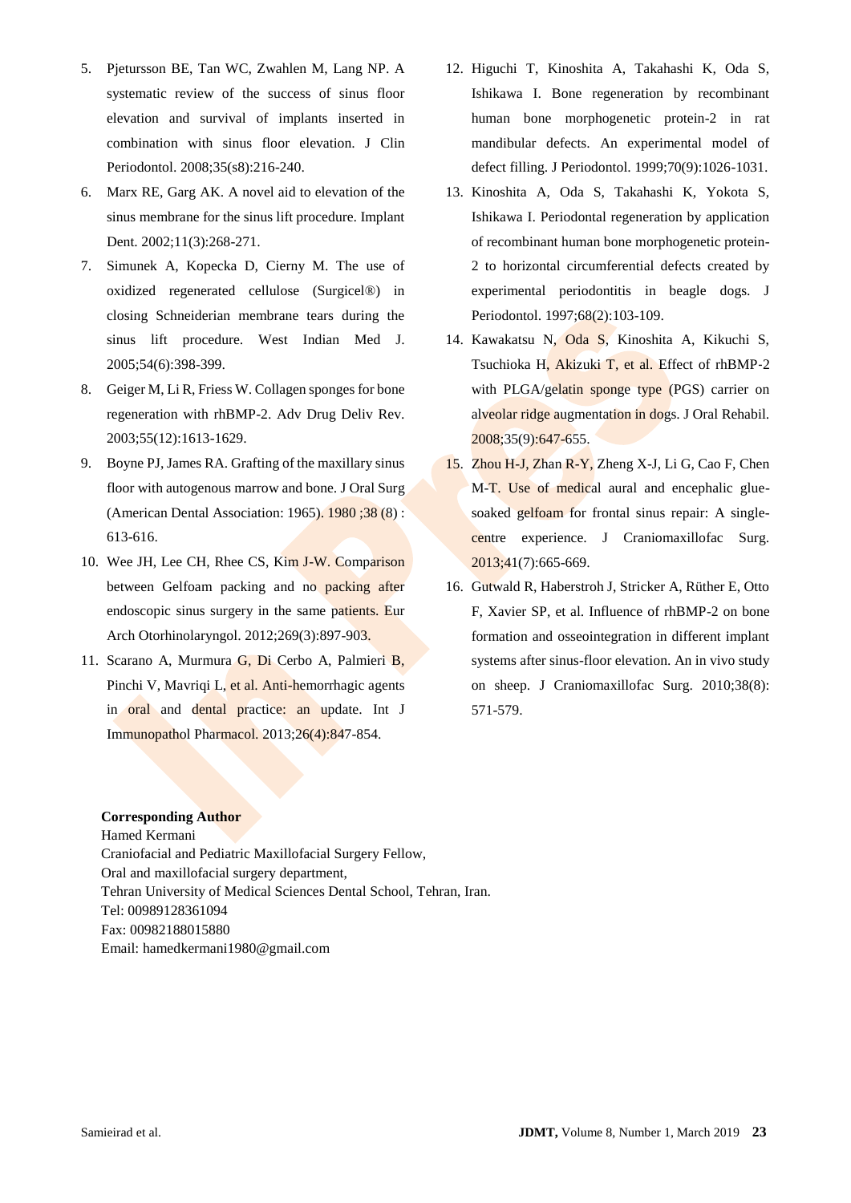5. Pjetursson BE, Tan WC, Zwahlen M, Lang NP. A systematic review of the success of sinus floor elevation and survival of implants inserted in combination with sinus floor elevation. J Clin Periodontol. 2008;35(s8):216-240.
6. Marx RE, Garg AK. A novel aid to elevation of the sinus membrane for the sinus lift procedure. Implant Dent. 2002;11(3):268-271.
7. Simunek A, Kopecka D, Cierny M. The use of oxidized regenerated cellulose (Surgicel®) in closing Schneiderian membrane tears during the sinus lift procedure. West Indian Med J. 2005;54(6):398-399.
8. Geiger M, Li R, Friess W. Collagen sponges for bone regeneration with rhBMP-2. Adv Drug Deliv Rev. 2003;55(12):1613-1629.
9. Boyne PJ, James RA. Grafting of the maxillary sinus floor with autogenous marrow and bone. J Oral Surg (American Dental Association: 1965). 1980 ;38 (8) : 613-616.
10. Wee JH, Lee CH, Rhee CS, Kim J-W. Comparison between Gelfoam packing and no packing after endoscopic sinus surgery in the same patients. Eur Arch Otorhinolaryngol. 2012;269(3):897-903.
11. Scarano A, Murmura G, Di Cerbo A, Palmieri B, Pinchi V, Mavriqi L, et al. Anti-hemorrhagic agents in oral and dental practice: an update. Int J Immunopathol Pharmacol. 2013;26(4):847-854.
12. Higuchi T, Kinoshita A, Takahashi K, Oda S, Ishikawa I. Bone regeneration by recombinant human bone morphogenetic protein-2 in rat mandibular defects. An experimental model of defect filling. J Periodontol. 1999;70(9):1026-1031.
13. Kinoshita A, Oda S, Takahashi K, Yokota S, Ishikawa I. Periodontal regeneration by application of recombinant human bone morphogenetic protein-2 to horizontal circumferential defects created by experimental periodontitis in beagle dogs. J Periodontol. 1997;68(2):103-109.
14. Kawakatsu N, Oda S, Kinoshita A, Kikuchi S, Tsuchioka H, Akizuki T, et al. Effect of rhBMP-2 with PLGA/gelatin sponge type (PGS) carrier on alveolar ridge augmentation in dogs. J Oral Rehabil. 2008;35(9):647-655.
15. Zhou H-J, Zhan R-Y, Zheng X-J, Li G, Cao F, Chen M-T. Use of medical aural and encephalic glue-soaked gelfoam for frontal sinus repair: A single-centre experience. J Craniomaxillofac Surg. 2013;41(7):665-669.
16. Gutwald R, Haberstroh J, Stricker A, Rüther E, Otto F, Xavier SP, et al. Influence of rhBMP-2 on bone formation and osseointegration in different implant systems after sinus-floor elevation. An in vivo study on sheep. J Craniomaxillofac Surg. 2010;38(8): 571-579.

**Corresponding Author**

Hamed Kermani
Craniofacial and Pediatric Maxillofacial Surgery Fellow,
Oral and maxillofacial surgery department,
Tehran University of Medical Sciences Dental School, Tehran, Iran.
Tel: 00989128361094
Fax: 00982188015880
Email: hamedkermani1980@gmail.com